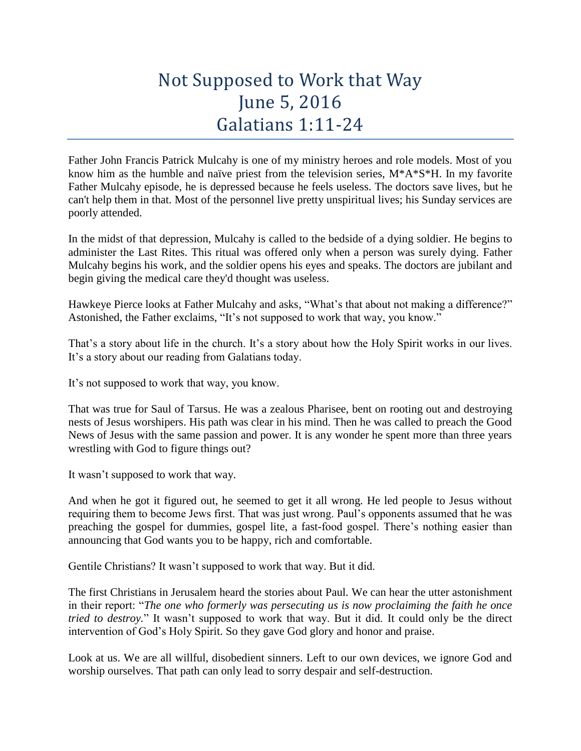# Not Supposed to Work that Way
# June 5, 2016
# Galatians 1:11-24

Father John Francis Patrick Mulcahy is one of my ministry heroes and role models. Most of you know him as the humble and naïve priest from the television series, M*A*S*H. In my favorite Father Mulcahy episode, he is depressed because he feels useless. The doctors save lives, but he can't help them in that. Most of the personnel live pretty unspiritual lives; his Sunday services are poorly attended.

In the midst of that depression, Mulcahy is called to the bedside of a dying soldier. He begins to administer the Last Rites. This ritual was offered only when a person was surely dying. Father Mulcahy begins his work, and the soldier opens his eyes and speaks. The doctors are jubilant and begin giving the medical care they'd thought was useless.

Hawkeye Pierce looks at Father Mulcahy and asks, "What's that about not making a difference?" Astonished, the Father exclaims, "It's not supposed to work that way, you know."

That's a story about life in the church. It's a story about how the Holy Spirit works in our lives. It's a story about our reading from Galatians today.

It's not supposed to work that way, you know.

That was true for Saul of Tarsus. He was a zealous Pharisee, bent on rooting out and destroying nests of Jesus worshipers. His path was clear in his mind. Then he was called to preach the Good News of Jesus with the same passion and power. It is any wonder he spent more than three years wrestling with God to figure things out?

It wasn't supposed to work that way.

And when he got it figured out, he seemed to get it all wrong. He led people to Jesus without requiring them to become Jews first. That was just wrong. Paul's opponents assumed that he was preaching the gospel for dummies, gospel lite, a fast-food gospel. There's nothing easier than announcing that God wants you to be happy, rich and comfortable.

Gentile Christians? It wasn't supposed to work that way. But it did.

The first Christians in Jerusalem heard the stories about Paul. We can hear the utter astonishment in their report: "*The one who formerly was persecuting us is now proclaiming the faith he once tried to destroy.*" It wasn't supposed to work that way. But it did. It could only be the direct intervention of God's Holy Spirit. So they gave God glory and honor and praise.

Look at us. We are all willful, disobedient sinners. Left to our own devices, we ignore God and worship ourselves. That path can only lead to sorry despair and self-destruction.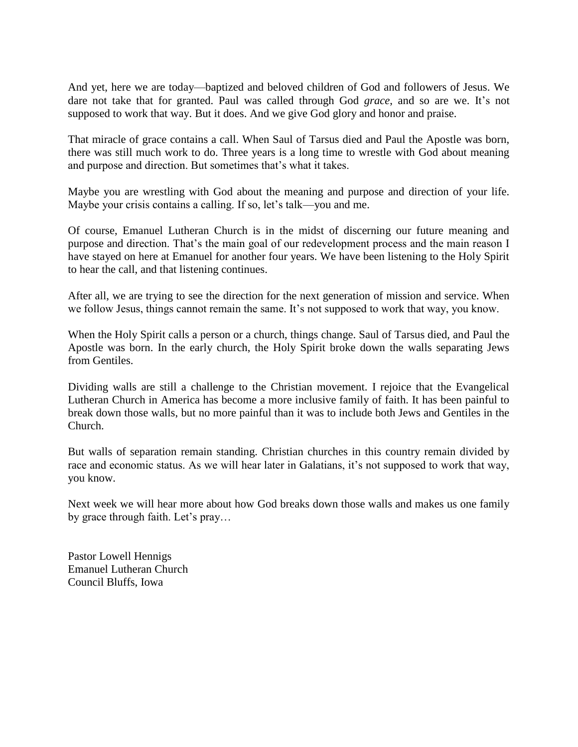And yet, here we are today—baptized and beloved children of God and followers of Jesus. We dare not take that for granted. Paul was called through God *grace*, and so are we. It's not supposed to work that way. But it does. And we give God glory and honor and praise.

That miracle of grace contains a call. When Saul of Tarsus died and Paul the Apostle was born, there was still much work to do. Three years is a long time to wrestle with God about meaning and purpose and direction. But sometimes that's what it takes.

Maybe you are wrestling with God about the meaning and purpose and direction of your life. Maybe your crisis contains a calling. If so, let's talk—you and me.

Of course, Emanuel Lutheran Church is in the midst of discerning our future meaning and purpose and direction. That's the main goal of our redevelopment process and the main reason I have stayed on here at Emanuel for another four years. We have been listening to the Holy Spirit to hear the call, and that listening continues.

After all, we are trying to see the direction for the next generation of mission and service. When we follow Jesus, things cannot remain the same. It's not supposed to work that way, you know.

When the Holy Spirit calls a person or a church, things change. Saul of Tarsus died, and Paul the Apostle was born. In the early church, the Holy Spirit broke down the walls separating Jews from Gentiles.

Dividing walls are still a challenge to the Christian movement. I rejoice that the Evangelical Lutheran Church in America has become a more inclusive family of faith. It has been painful to break down those walls, but no more painful than it was to include both Jews and Gentiles in the Church.

But walls of separation remain standing. Christian churches in this country remain divided by race and economic status. As we will hear later in Galatians, it's not supposed to work that way, you know.

Next week we will hear more about how God breaks down those walls and makes us one family by grace through faith. Let's pray…

Pastor Lowell Hennigs
Emanuel Lutheran Church
Council Bluffs, Iowa